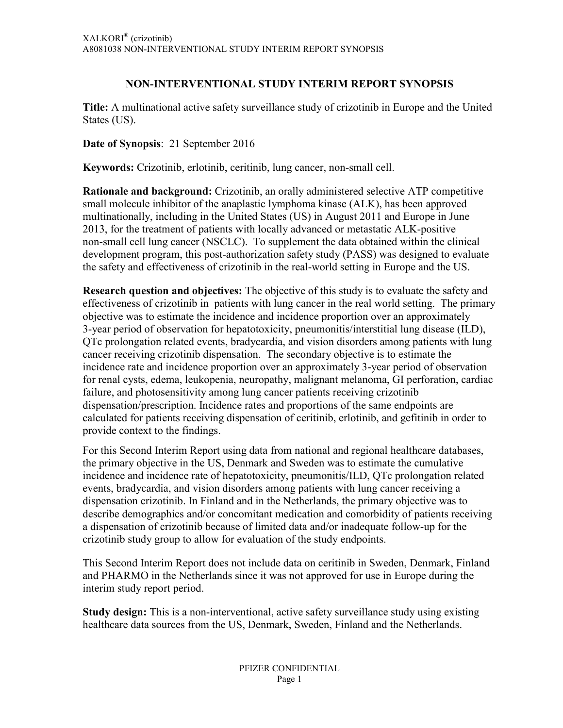## NON-INTERVENTIONAL STUDY INTERIM REPORT SYNOPSIS

**Title:** A multinational active safety surveillance study of crizotinib in Europe and the United States (US).

**Date of Synopsis**: 21 September 2016

**Keywords:** Crizotinib, erlotinib, ceritinib, lung cancer, non-small cell.

**Rationale and background:** Crizotinib, an orally administered selective ATP competitive small molecule inhibitor of the anaplastic lymphoma kinase (ALK), has been approved multinationally, including in the United States (US) in August 2011 and Europe in June 2013, for the treatment of patients with locally advanced or metastatic ALK-positive non-small cell lung cancer (NSCLC). To supplement the data obtained within the clinical development program, this post-authorization safety study (PASS) was designed to evaluate the safety and effectiveness of crizotinib in the real-world setting in Europe and the US.

**Research question and objectives:** The objective of this study is to evaluate the safety and effectiveness of crizotinib in patients with lung cancer in the real world setting. The primary objective was to estimate the incidence and incidence proportion over an approximately 3-year period of observation for hepatotoxicity, pneumonitis/interstitial lung disease (ILD), QTc prolongation related events, bradycardia, and vision disorders among patients with lung cancer receiving crizotinib dispensation. The secondary objective is to estimate the incidence rate and incidence proportion over an approximately 3-year period of observation for renal cysts, edema, leukopenia, neuropathy, malignant melanoma, GI perforation, cardiac failure, and photosensitivity among lung cancer patients receiving crizotinib dispensation/prescription. Incidence rates and proportions of the same endpoints are calculated for patients receiving dispensation of ceritinib, erlotinib, and gefitinib in order to provide context to the findings.

For this Second Interim Report using data from national and regional healthcare databases, the primary objective in the US, Denmark and Sweden was to estimate the cumulative incidence and incidence rate of hepatotoxicity, pneumonitis/ILD, QTc prolongation related events, bradycardia, and vision disorders among patients with lung cancer receiving a dispensation crizotinib. In Finland and in the Netherlands, the primary objective was to describe demographics and/or concomitant medication and comorbidity of patients receiving a dispensation of crizotinib because of limited data and/or inadequate follow-up for the crizotinib study group to allow for evaluation of the study endpoints.

This Second Interim Report does not include data on ceritinib in Sweden, Denmark, Finland and PHARMO in the Netherlands since it was not approved for use in Europe during the interim study report period.

**Study design:** This is a non-interventional, active safety surveillance study using existing healthcare data sources from the US, Denmark, Sweden, Finland and the Netherlands.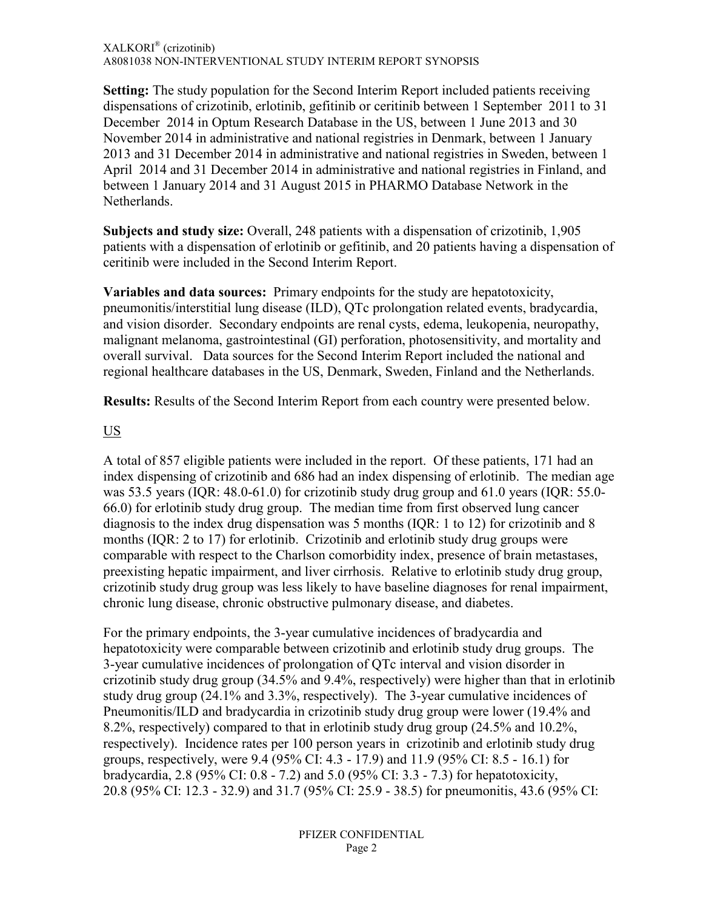**Setting:** The study population for the Second Interim Report included patients receiving dispensations of crizotinib, erlotinib, gefitinib or ceritinib between 1 September 2011 to 31 December 2014 in Optum Research Database in the US, between 1 June 2013 and 30 November 2014 in administrative and national registries in Denmark, between 1 January 2013 and 31 December 2014 in administrative and national registries in Sweden, between 1 April 2014 and 31 December 2014 in administrative and national registries in Finland, and between 1 January 2014 and 31 August 2015 in PHARMO Database Network in the Netherlands.

**Subjects and study size:** Overall, 248 patients with a dispensation of crizotinib, 1,905 patients with a dispensation of erlotinib or gefitinib, and 20 patients having a dispensation of ceritinib were included in the Second Interim Report.

**Variables and data sources:** Primary endpoints for the study are hepatotoxicity, pneumonitis/interstitial lung disease (ILD), QTc prolongation related events, bradycardia, and vision disorder. Secondary endpoints are renal cysts, edema, leukopenia, neuropathy, malignant melanoma, gastrointestinal (GI) perforation, photosensitivity, and mortality and overall survival. Data sources for the Second Interim Report included the national and regional healthcare databases in the US, Denmark, Sweden, Finland and the Netherlands.

**Results:** Results of the Second Interim Report from each country were presented below.

US

A total of 857 eligible patients were included in the report. Of these patients, 171 had an index dispensing of crizotinib and 686 had an index dispensing of erlotinib. The median age was 53.5 years (IQR: 48.0-61.0) for crizotinib study drug group and 61.0 years (IQR: 55.0-66.0) for erlotinib study drug group. The median time from first observed lung cancer diagnosis to the index drug dispensation was 5 months (IQR: 1 to 12) for crizotinib and 8 months (IQR: 2 to 17) for erlotinib. Crizotinib and erlotinib study drug groups were comparable with respect to the Charlson comorbidity index, presence of brain metastases, preexisting hepatic impairment, and liver cirrhosis. Relative to erlotinib study drug group, crizotinib study drug group was less likely to have baseline diagnoses for renal impairment, chronic lung disease, chronic obstructive pulmonary disease, and diabetes.

For the primary endpoints, the 3-year cumulative incidences of bradycardia and hepatotoxicity were comparable between crizotinib and erlotinib study drug groups. The 3-year cumulative incidences of prolongation of QTc interval and vision disorder in crizotinib study drug group (34.5% and 9.4%, respectively) were higher than that in erlotinib study drug group (24.1% and 3.3%, respectively). The 3-year cumulative incidences of Pneumonitis/ILD and bradycardia in crizotinib study drug group were lower (19.4% and 8.2%, respectively) compared to that in erlotinib study drug group (24.5% and 10.2%, respectively). Incidence rates per 100 person years in crizotinib and erlotinib study drug groups, respectively, were 9.4 (95% CI: 4.3 - 17.9) and 11.9 (95% CI: 8.5 - 16.1) for bradycardia, 2.8 (95% CI: 0.8 - 7.2) and 5.0 (95% CI: 3.3 - 7.3) for hepatotoxicity, 20.8 (95% CI: 12.3 - 32.9) and 31.7 (95% CI: 25.9 - 38.5) for pneumonitis, 43.6 (95% CI: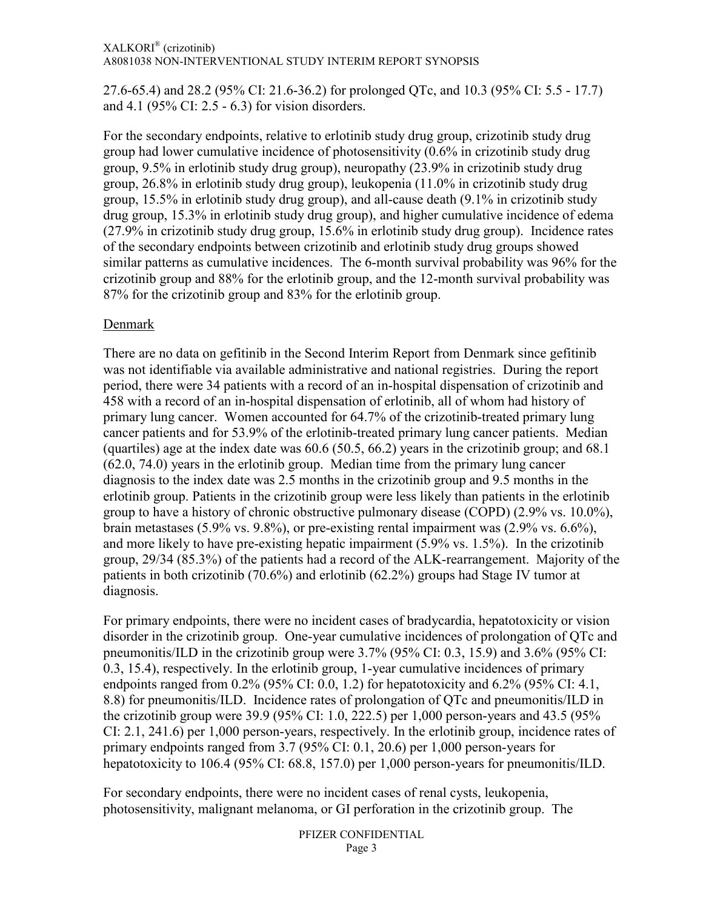27.6-65.4) and 28.2 (95% CI: 21.6-36.2) for prolonged QTc, and 10.3 (95% CI: 5.5 - 17.7) and 4.1 (95% CI: 2.5 - 6.3) for vision disorders.

For the secondary endpoints, relative to erlotinib study drug group, crizotinib study drug group had lower cumulative incidence of photosensitivity (0.6% in crizotinib study drug group, 9.5% in erlotinib study drug group), neuropathy (23.9% in crizotinib study drug group, 26.8% in erlotinib study drug group), leukopenia (11.0% in crizotinib study drug group, 15.5% in erlotinib study drug group), and all-cause death (9.1% in crizotinib study drug group, 15.3% in erlotinib study drug group), and higher cumulative incidence of edema (27.9% in crizotinib study drug group, 15.6% in erlotinib study drug group). Incidence rates of the secondary endpoints between crizotinib and erlotinib study drug groups showed similar patterns as cumulative incidences. The 6-month survival probability was 96% for the crizotinib group and 88% for the erlotinib group, and the 12-month survival probability was 87% for the crizotinib group and 83% for the erlotinib group.

Denmark

There are no data on gefitinib in the Second Interim Report from Denmark since gefitinib was not identifiable via available administrative and national registries. During the report period, there were 34 patients with a record of an in-hospital dispensation of crizotinib and 458 with a record of an in-hospital dispensation of erlotinib, all of whom had history of primary lung cancer. Women accounted for 64.7% of the crizotinib-treated primary lung cancer patients and for 53.9% of the erlotinib-treated primary lung cancer patients. Median (quartiles) age at the index date was 60.6 (50.5, 66.2) years in the crizotinib group; and 68.1 (62.0, 74.0) years in the erlotinib group. Median time from the primary lung cancer diagnosis to the index date was 2.5 months in the crizotinib group and 9.5 months in the erlotinib group. Patients in the crizotinib group were less likely than patients in the erlotinib group to have a history of chronic obstructive pulmonary disease (COPD) (2.9% vs. 10.0%), brain metastases (5.9% vs. 9.8%), or pre-existing rental impairment was (2.9% vs. 6.6%), and more likely to have pre-existing hepatic impairment (5.9% vs. 1.5%). In the crizotinib group, 29/34 (85.3%) of the patients had a record of the ALK-rearrangement. Majority of the patients in both crizotinib (70.6%) and erlotinib (62.2%) groups had Stage IV tumor at diagnosis.

For primary endpoints, there were no incident cases of bradycardia, hepatotoxicity or vision disorder in the crizotinib group. One-year cumulative incidences of prolongation of QTc and pneumonitis/ILD in the crizotinib group were 3.7% (95% CI: 0.3, 15.9) and 3.6% (95% CI: 0.3, 15.4), respectively. In the erlotinib group, 1-year cumulative incidences of primary endpoints ranged from 0.2% (95% CI: 0.0, 1.2) for hepatotoxicity and 6.2% (95% CI: 4.1, 8.8) for pneumonitis/ILD. Incidence rates of prolongation of QTc and pneumonitis/ILD in the crizotinib group were 39.9 (95% CI: 1.0, 222.5) per 1,000 person-years and 43.5 (95% CI: 2.1, 241.6) per 1,000 person-years, respectively. In the erlotinib group, incidence rates of primary endpoints ranged from 3.7 (95% CI: 0.1, 20.6) per 1,000 person-years for hepatotoxicity to 106.4 (95% CI: 68.8, 157.0) per 1,000 person-years for pneumonitis/ILD.

For secondary endpoints, there were no incident cases of renal cysts, leukopenia, photosensitivity, malignant melanoma, or GI perforation in the crizotinib group. The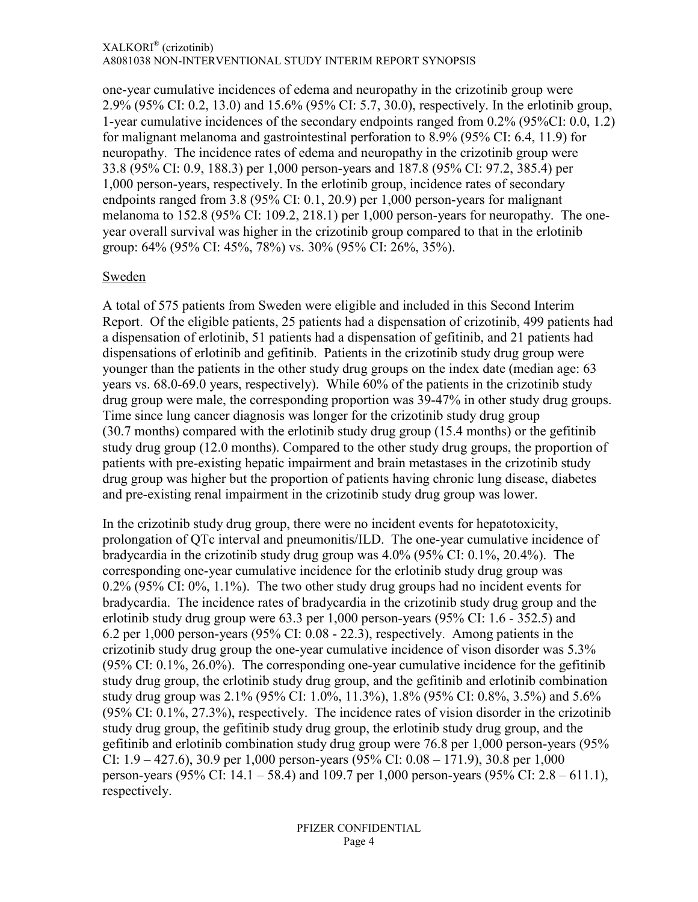one-year cumulative incidences of edema and neuropathy in the crizotinib group were 2.9% (95% CI: 0.2, 13.0) and 15.6% (95% CI: 5.7, 30.0), respectively. In the erlotinib group, 1-year cumulative incidences of the secondary endpoints ranged from 0.2% (95%CI: 0.0, 1.2) for malignant melanoma and gastrointestinal perforation to 8.9% (95% CI: 6.4, 11.9) for neuropathy. The incidence rates of edema and neuropathy in the crizotinib group were 33.8 (95% CI: 0.9, 188.3) per 1,000 person-years and 187.8 (95% CI: 97.2, 385.4) per 1,000 person-years, respectively. In the erlotinib group, incidence rates of secondary endpoints ranged from 3.8 (95% CI: 0.1, 20.9) per 1,000 person-years for malignant melanoma to 152.8 (95% CI: 109.2, 218.1) per 1,000 person-years for neuropathy. The one-year overall survival was higher in the crizotinib group compared to that in the erlotinib group: 64% (95% CI: 45%, 78%) vs. 30% (95% CI: 26%, 35%).

Sweden

A total of 575 patients from Sweden were eligible and included in this Second Interim Report. Of the eligible patients, 25 patients had a dispensation of crizotinib, 499 patients had a dispensation of erlotinib, 51 patients had a dispensation of gefitinib, and 21 patients had dispensations of erlotinib and gefitinib. Patients in the crizotinib study drug group were younger than the patients in the other study drug groups on the index date (median age: 63 years vs. 68.0-69.0 years, respectively). While 60% of the patients in the crizotinib study drug group were male, the corresponding proportion was 39-47% in other study drug groups. Time since lung cancer diagnosis was longer for the crizotinib study drug group (30.7 months) compared with the erlotinib study drug group (15.4 months) or the gefitinib study drug group (12.0 months). Compared to the other study drug groups, the proportion of patients with pre-existing hepatic impairment and brain metastases in the crizotinib study drug group was higher but the proportion of patients having chronic lung disease, diabetes and pre-existing renal impairment in the crizotinib study drug group was lower.

In the crizotinib study drug group, there were no incident events for hepatotoxicity, prolongation of QTc interval and pneumonitis/ILD. The one-year cumulative incidence of bradycardia in the crizotinib study drug group was 4.0% (95% CI: 0.1%, 20.4%). The corresponding one-year cumulative incidence for the erlotinib study drug group was 0.2% (95% CI: 0%, 1.1%). The two other study drug groups had no incident events for bradycardia. The incidence rates of bradycardia in the crizotinib study drug group and the erlotinib study drug group were 63.3 per 1,000 person-years (95% CI: 1.6 - 352.5) and 6.2 per 1,000 person-years (95% CI: 0.08 - 22.3), respectively. Among patients in the crizotinib study drug group the one-year cumulative incidence of vison disorder was 5.3% (95% CI: 0.1%, 26.0%). The corresponding one-year cumulative incidence for the gefitinib study drug group, the erlotinib study drug group, and the gefitinib and erlotinib combination study drug group was 2.1% (95% CI: 1.0%, 11.3%), 1.8% (95% CI: 0.8%, 3.5%) and 5.6% (95% CI: 0.1%, 27.3%), respectively. The incidence rates of vision disorder in the crizotinib study drug group, the gefitinib study drug group, the erlotinib study drug group, and the gefitinib and erlotinib combination study drug group were 76.8 per 1,000 person-years (95% CI: 1.9 – 427.6), 30.9 per 1,000 person-years (95% CI: 0.08 – 171.9), 30.8 per 1,000 person-years (95% CI: 14.1 – 58.4) and 109.7 per 1,000 person-years (95% CI: 2.8 – 611.1), respectively.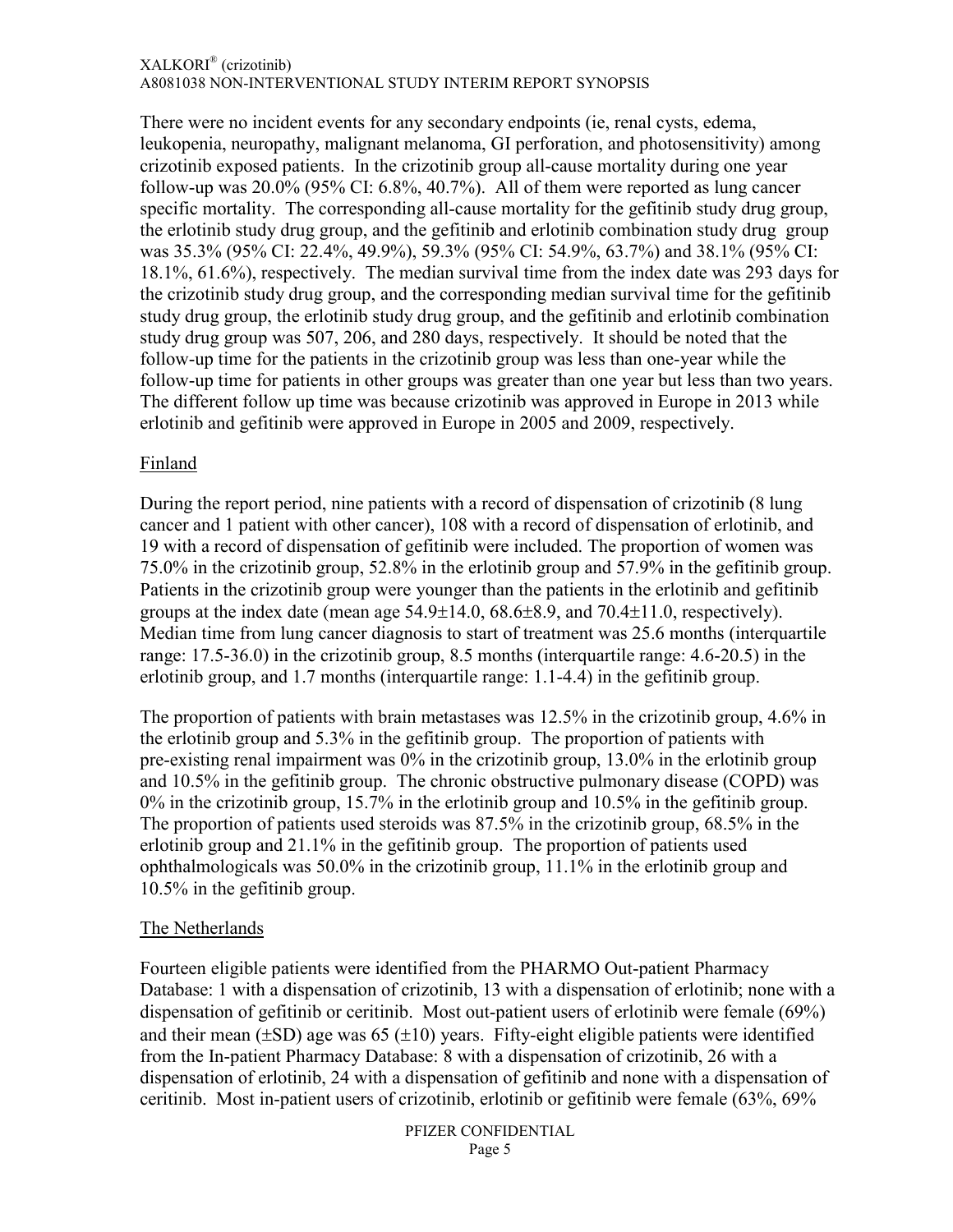There were no incident events for any secondary endpoints (ie, renal cysts, edema, leukopenia, neuropathy, malignant melanoma, GI perforation, and photosensitivity) among crizotinib exposed patients. In the crizotinib group all-cause mortality during one year follow-up was 20.0% (95% CI: 6.8%, 40.7%). All of them were reported as lung cancer specific mortality. The corresponding all-cause mortality for the gefitinib study drug group, the erlotinib study drug group, and the gefitinib and erlotinib combination study drug group was 35.3% (95% CI: 22.4%, 49.9%), 59.3% (95% CI: 54.9%, 63.7%) and 38.1% (95% CI: 18.1%, 61.6%), respectively. The median survival time from the index date was 293 days for the crizotinib study drug group, and the corresponding median survival time for the gefitinib study drug group, the erlotinib study drug group, and the gefitinib and erlotinib combination study drug group was 507, 206, and 280 days, respectively. It should be noted that the follow-up time for the patients in the crizotinib group was less than one-year while the follow-up time for patients in other groups was greater than one year but less than two years. The different follow up time was because crizotinib was approved in Europe in 2013 while erlotinib and gefitinib were approved in Europe in 2005 and 2009, respectively.

## Finland

During the report period, nine patients with a record of dispensation of crizotinib (8 lung cancer and 1 patient with other cancer), 108 with a record of dispensation of erlotinib, and 19 with a record of dispensation of gefitinib were included. The proportion of women was 75.0% in the crizotinib group, 52.8% in the erlotinib group and 57.9% in the gefitinib group. Patients in the crizotinib group were younger than the patients in the erlotinib and gefitinib groups at the index date (mean age 54.9±14.0, 68.6±8.9, and 70.4±11.0, respectively). Median time from lung cancer diagnosis to start of treatment was 25.6 months (interquartile range: 17.5-36.0) in the crizotinib group, 8.5 months (interquartile range: 4.6-20.5) in the erlotinib group, and 1.7 months (interquartile range: 1.1-4.4) in the gefitinib group.

The proportion of patients with brain metastases was 12.5% in the crizotinib group, 4.6% in the erlotinib group and 5.3% in the gefitinib group. The proportion of patients with pre-existing renal impairment was 0% in the crizotinib group, 13.0% in the erlotinib group and 10.5% in the gefitinib group. The chronic obstructive pulmonary disease (COPD) was 0% in the crizotinib group, 15.7% in the erlotinib group and 10.5% in the gefitinib group. The proportion of patients used steroids was 87.5% in the crizotinib group, 68.5% in the erlotinib group and 21.1% in the gefitinib group. The proportion of patients used ophthalmologicals was 50.0% in the crizotinib group, 11.1% in the erlotinib group and 10.5% in the gefitinib group.

## The Netherlands

Fourteen eligible patients were identified from the PHARMO Out-patient Pharmacy Database: 1 with a dispensation of crizotinib, 13 with a dispensation of erlotinib; none with a dispensation of gefitinib or ceritinib. Most out-patient users of erlotinib were female (69%) and their mean (±SD) age was 65 (±10) years. Fifty-eight eligible patients were identified from the In-patient Pharmacy Database: 8 with a dispensation of crizotinib, 26 with a dispensation of erlotinib, 24 with a dispensation of gefitinib and none with a dispensation of ceritinib. Most in-patient users of crizotinib, erlotinib or gefitinib were female (63%, 69%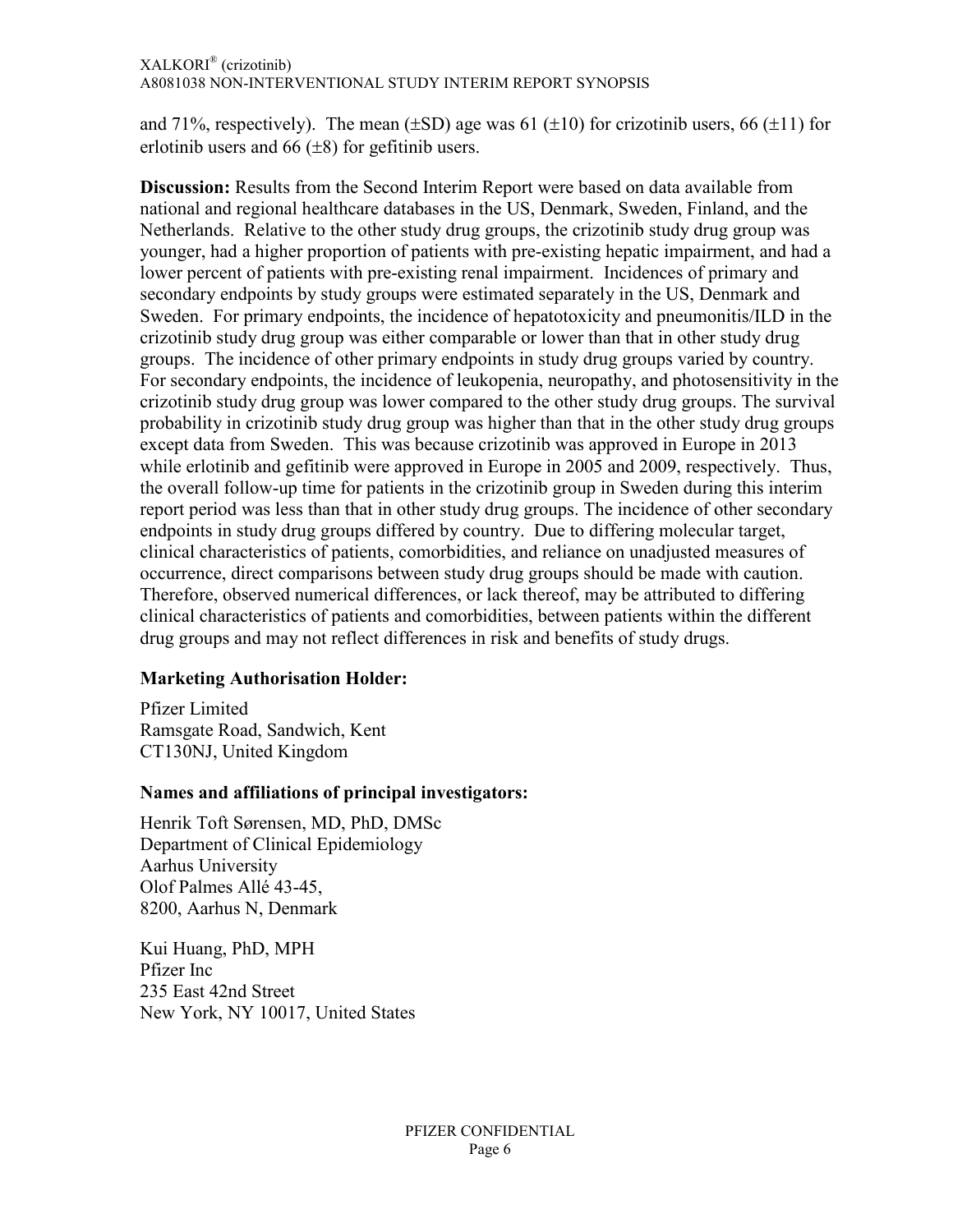and 71%, respectively). The mean (±SD) age was 61 (±10) for crizotinib users, 66 (±11) for erlotinib users and 66 (±8) for gefitinib users.

**Discussion:** Results from the Second Interim Report were based on data available from national and regional healthcare databases in the US, Denmark, Sweden, Finland, and the Netherlands. Relative to the other study drug groups, the crizotinib study drug group was younger, had a higher proportion of patients with pre-existing hepatic impairment, and had a lower percent of patients with pre-existing renal impairment. Incidences of primary and secondary endpoints by study groups were estimated separately in the US, Denmark and Sweden. For primary endpoints, the incidence of hepatotoxicity and pneumonitis/ILD in the crizotinib study drug group was either comparable or lower than that in other study drug groups. The incidence of other primary endpoints in study drug groups varied by country. For secondary endpoints, the incidence of leukopenia, neuropathy, and photosensitivity in the crizotinib study drug group was lower compared to the other study drug groups. The survival probability in crizotinib study drug group was higher than that in the other study drug groups except data from Sweden. This was because crizotinib was approved in Europe in 2013 while erlotinib and gefitinib were approved in Europe in 2005 and 2009, respectively. Thus, the overall follow-up time for patients in the crizotinib group in Sweden during this interim report period was less than that in other study drug groups. The incidence of other secondary endpoints in study drug groups differed by country. Due to differing molecular target, clinical characteristics of patients, comorbidities, and reliance on unadjusted measures of occurrence, direct comparisons between study drug groups should be made with caution. Therefore, observed numerical differences, or lack thereof, may be attributed to differing clinical characteristics of patients and comorbidities, between patients within the different drug groups and may not reflect differences in risk and benefits of study drugs.

**Marketing Authorisation Holder:**

Pfizer Limited
Ramsgate Road, Sandwich, Kent
CT130NJ, United Kingdom

**Names and affiliations of principal investigators:**

Henrik Toft Sørensen, MD, PhD, DMSc
Department of Clinical Epidemiology
Aarhus University
Olof Palmes Allé 43-45,
8200, Aarhus N, Denmark

Kui Huang, PhD, MPH
Pfizer Inc
235 East 42nd Street
New York, NY 10017, United States